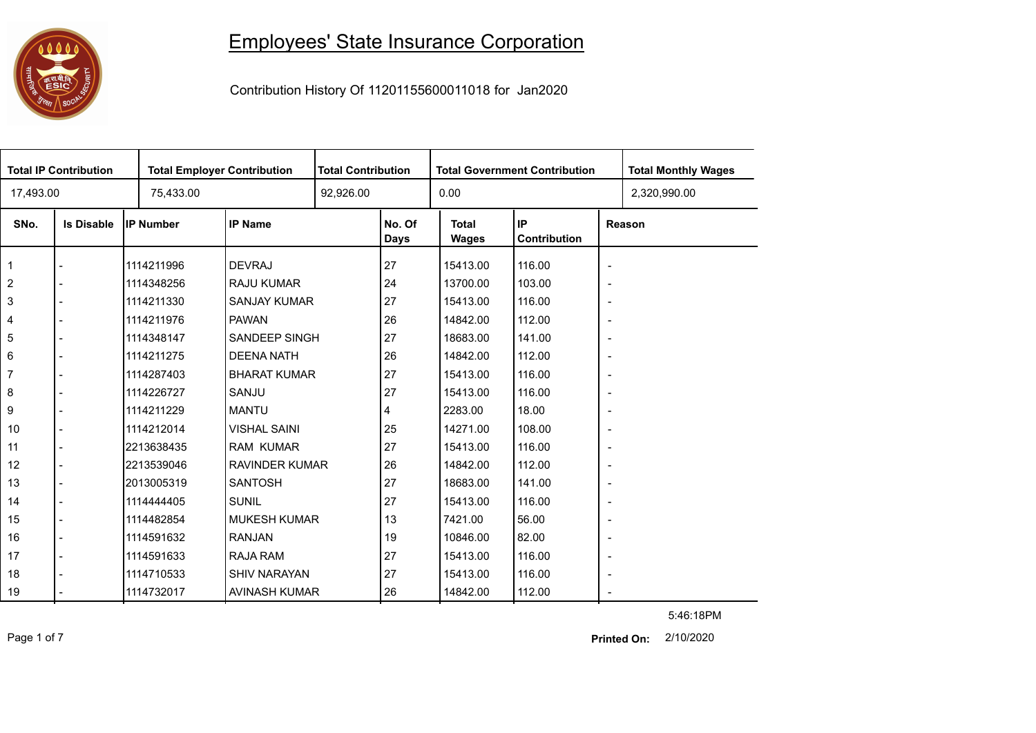# Employees' State Insurance Corporation

Contribution History Of 11201155600011018 for Jan2020

| Total IP Contribution | Total Employer Contribution | Total Contribution | Total Government Contribution | Total Monthly Wages |
|---|---|---|---|---|
| 17,493.00 | 75,433.00 | 92,926.00 | 0.00 | 2,320,990.00 |

| SNo. | Is Disable | IP Number | IP Name | No. Of Days | Total Wages | IP Contribution | Reason |
|---|---|---|---|---|---|---|---|
| 1 | - | 1114211996 | DEVRAJ | 27 | 15413.00 | 116.00 | - |
| 2 | - | 1114348256 | RAJU KUMAR | 24 | 13700.00 | 103.00 | - |
| 3 | - | 1114211330 | SANJAY KUMAR | 27 | 15413.00 | 116.00 | - |
| 4 | - | 1114211976 | PAWAN | 26 | 14842.00 | 112.00 | - |
| 5 | - | 1114348147 | SANDEEP SINGH | 27 | 18683.00 | 141.00 | - |
| 6 | - | 1114211275 | DEENA NATH | 26 | 14842.00 | 112.00 | - |
| 7 | - | 1114287403 | BHARAT KUMAR | 27 | 15413.00 | 116.00 | - |
| 8 | - | 1114226727 | SANJU | 27 | 15413.00 | 116.00 | - |
| 9 | - | 1114211229 | MANTU | 4 | 2283.00 | 18.00 | - |
| 10 | - | 1114212014 | VISHAL SAINI | 25 | 14271.00 | 108.00 | - |
| 11 | - | 2213638435 | RAM KUMAR | 27 | 15413.00 | 116.00 | - |
| 12 | - | 2213539046 | RAVINDER KUMAR | 26 | 14842.00 | 112.00 | - |
| 13 | - | 2013005319 | SANTOSH | 27 | 18683.00 | 141.00 | - |
| 14 | - | 1114444405 | SUNIL | 27 | 15413.00 | 116.00 | - |
| 15 | - | 1114482854 | MUKESH KUMAR | 13 | 7421.00 | 56.00 | - |
| 16 | - | 1114591632 | RANJAN | 19 | 10846.00 | 82.00 | - |
| 17 | - | 1114591633 | RAJA RAM | 27 | 15413.00 | 116.00 | - |
| 18 | - | 1114710533 | SHIV NARAYAN | 27 | 15413.00 | 116.00 | - |
| 19 | - | 1114732017 | AVINASH KUMAR | 26 | 14842.00 | 112.00 | - |

5:46:18PM

**Printed On:** 2/10/2020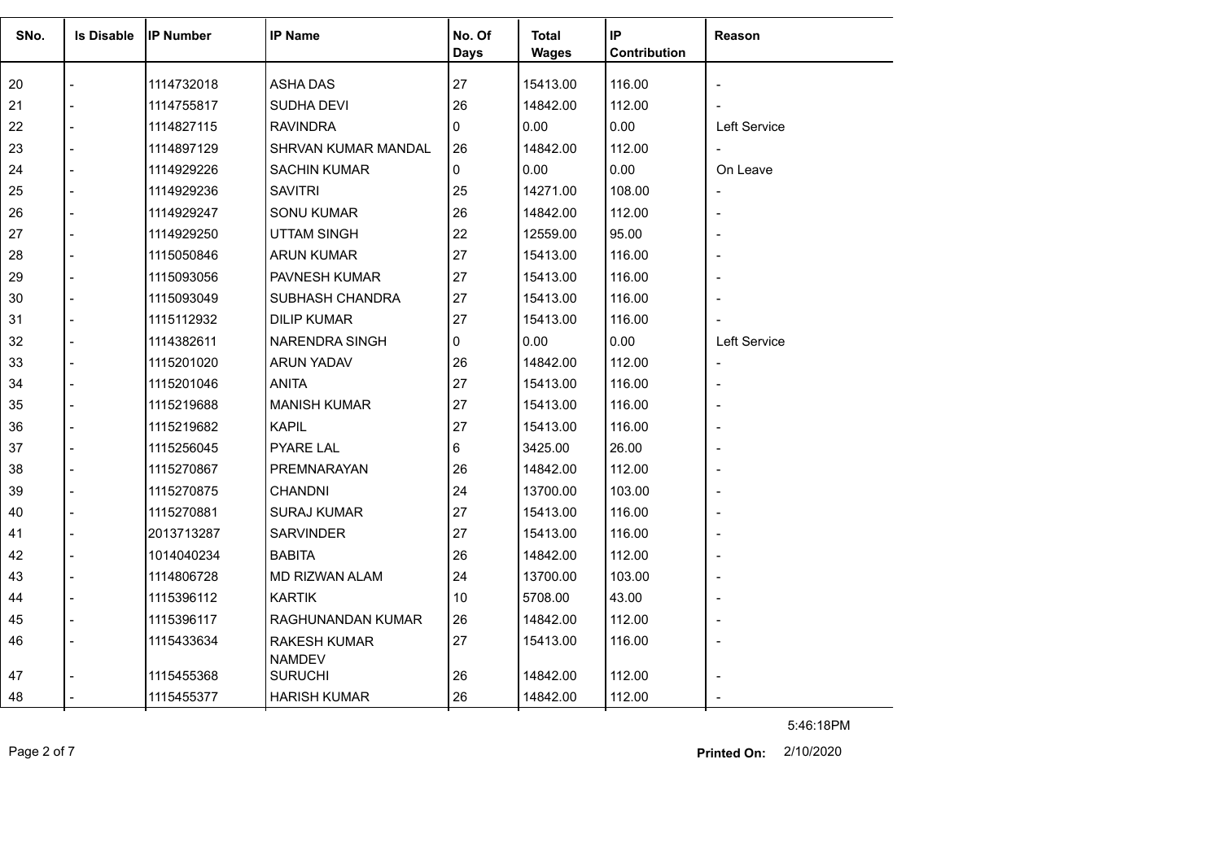| SNo. | Is Disable | IP Number | IP Name | No. Of Days | Total Wages | IP Contribution | Reason |
|---|---|---|---|---|---|---|---|
| 20 | - | 1114732018 | ASHA DAS | 27 | 15413.00 | 116.00 | - |
| 21 | - | 1114755817 | SUDHA DEVI | 26 | 14842.00 | 112.00 | - |
| 22 | - | 1114827115 | RAVINDRA | 0 | 0.00 | 0.00 | Left Service |
| 23 | - | 1114897129 | SHRVAN KUMAR MANDAL | 26 | 14842.00 | 112.00 | - |
| 24 | - | 1114929226 | SACHIN KUMAR | 0 | 0.00 | 0.00 | On Leave |
| 25 | - | 1114929236 | SAVITRI | 25 | 14271.00 | 108.00 | - |
| 26 | - | 1114929247 | SONU KUMAR | 26 | 14842.00 | 112.00 | - |
| 27 | - | 1114929250 | UTTAM SINGH | 22 | 12559.00 | 95.00 | - |
| 28 | - | 1115050846 | ARUN KUMAR | 27 | 15413.00 | 116.00 | - |
| 29 | - | 1115093056 | PAVNESH KUMAR | 27 | 15413.00 | 116.00 | - |
| 30 | - | 1115093049 | SUBHASH CHANDRA | 27 | 15413.00 | 116.00 | - |
| 31 | - | 1115112932 | DILIP KUMAR | 27 | 15413.00 | 116.00 | - |
| 32 | - | 1114382611 | NARENDRA SINGH | 0 | 0.00 | 0.00 | Left Service |
| 33 | - | 1115201020 | ARUN YADAV | 26 | 14842.00 | 112.00 | - |
| 34 | - | 1115201046 | ANITA | 27 | 15413.00 | 116.00 | - |
| 35 | - | 1115219688 | MANISH KUMAR | 27 | 15413.00 | 116.00 | - |
| 36 | - | 1115219682 | KAPIL | 27 | 15413.00 | 116.00 | - |
| 37 | - | 1115256045 | PYARE LAL | 6 | 3425.00 | 26.00 | - |
| 38 | - | 1115270867 | PREMNARAYAN | 26 | 14842.00 | 112.00 | - |
| 39 | - | 1115270875 | CHANDNI | 24 | 13700.00 | 103.00 | - |
| 40 | - | 1115270881 | SURAJ KUMAR | 27 | 15413.00 | 116.00 | - |
| 41 | - | 2013713287 | SARVINDER | 27 | 15413.00 | 116.00 | - |
| 42 | - | 1014040234 | BABITA | 26 | 14842.00 | 112.00 | - |
| 43 | - | 1114806728 | MD RIZWAN ALAM | 24 | 13700.00 | 103.00 | - |
| 44 | - | 1115396112 | KARTIK | 10 | 5708.00 | 43.00 | - |
| 45 | - | 1115396117 | RAGHUNANDAN KUMAR | 26 | 14842.00 | 112.00 | - |
| 46 | - | 1115433634 | RAKESH KUMAR NAMDEV | 27 | 15413.00 | 116.00 | - |
| 47 | - | 1115455368 | SURUCHI | 26 | 14842.00 | 112.00 | - |
| 48 | - | 1115455377 | HARISH KUMAR | 26 | 14842.00 | 112.00 | - |

5:46:18PM

**Printed On:** 2/10/2020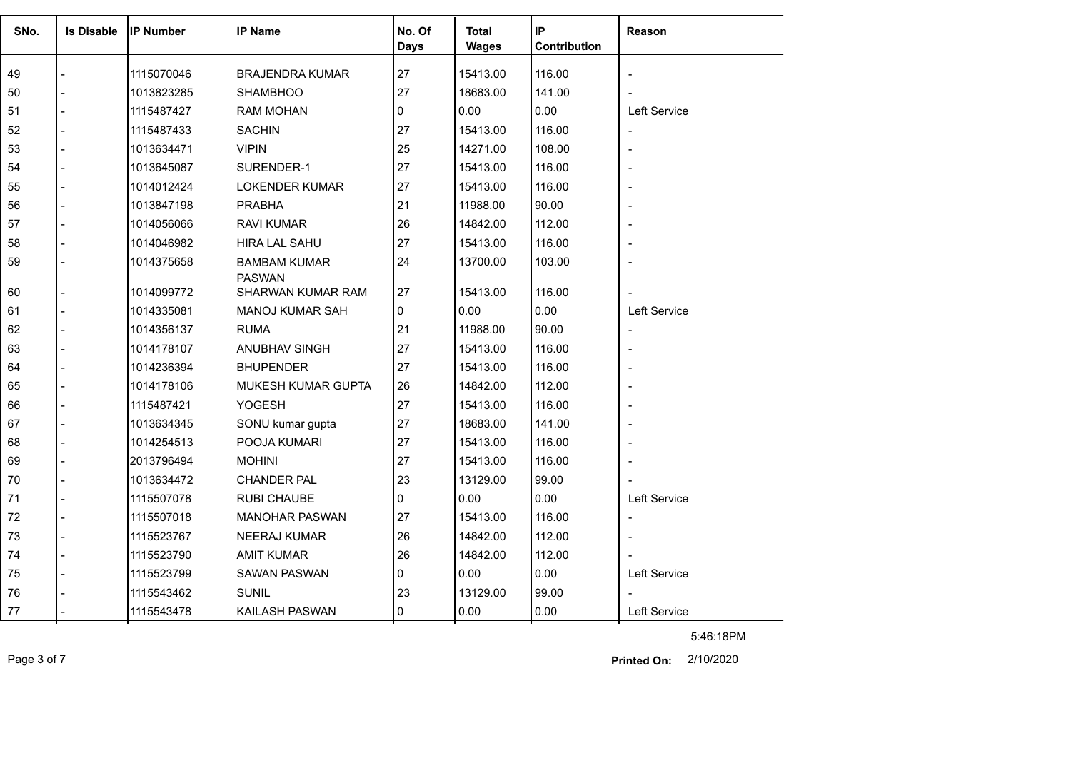| SNo. | Is Disable | IP Number | IP Name | No. Of Days | Total Wages | IP Contribution | Reason |
|---|---|---|---|---|---|---|---|
| 49 | - | 1115070046 | BRAJENDRA KUMAR | 27 | 15413.00 | 116.00 | - |
| 50 | - | 1013823285 | SHAMBHOO | 27 | 18683.00 | 141.00 | - |
| 51 | - | 1115487427 | RAM MOHAN | 0 | 0.00 | 0.00 | Left Service |
| 52 | - | 1115487433 | SACHIN | 27 | 15413.00 | 116.00 | - |
| 53 | - | 1013634471 | VIPIN | 25 | 14271.00 | 108.00 | - |
| 54 | - | 1013645087 | SURENDER-1 | 27 | 15413.00 | 116.00 | - |
| 55 | - | 1014012424 | LOKENDER KUMAR | 27 | 15413.00 | 116.00 | - |
| 56 | - | 1013847198 | PRABHA | 21 | 11988.00 | 90.00 | - |
| 57 | - | 1014056066 | RAVI KUMAR | 26 | 14842.00 | 112.00 | - |
| 58 | - | 1014046982 | HIRA LAL SAHU | 27 | 15413.00 | 116.00 | - |
| 59 | - | 1014375658 | BAMBAM KUMAR PASWAN | 24 | 13700.00 | 103.00 | - |
| 60 | - | 1014099772 | SHARWAN KUMAR RAM | 27 | 15413.00 | 116.00 | - |
| 61 | - | 1014335081 | MANOJ KUMAR SAH | 0 | 0.00 | 0.00 | Left Service |
| 62 | - | 1014356137 | RUMA | 21 | 11988.00 | 90.00 | - |
| 63 | - | 1014178107 | ANUBHAV SINGH | 27 | 15413.00 | 116.00 | - |
| 64 | - | 1014236394 | BHUPENDER | 27 | 15413.00 | 116.00 | - |
| 65 | - | 1014178106 | MUKESH KUMAR GUPTA | 26 | 14842.00 | 112.00 | - |
| 66 | - | 1115487421 | YOGESH | 27 | 15413.00 | 116.00 | - |
| 67 | - | 1013634345 | SONU kumar gupta | 27 | 18683.00 | 141.00 | - |
| 68 | - | 1014254513 | POOJA KUMARI | 27 | 15413.00 | 116.00 | - |
| 69 | - | 2013796494 | MOHINI | 27 | 15413.00 | 116.00 | - |
| 70 | - | 1013634472 | CHANDER PAL | 23 | 13129.00 | 99.00 | - |
| 71 | - | 1115507078 | RUBI CHAUBE | 0 | 0.00 | 0.00 | Left Service |
| 72 | - | 1115507018 | MANOHAR PASWAN | 27 | 15413.00 | 116.00 | - |
| 73 | - | 1115523767 | NEERAJ KUMAR | 26 | 14842.00 | 112.00 | - |
| 74 | - | 1115523790 | AMIT KUMAR | 26 | 14842.00 | 112.00 | - |
| 75 | - | 1115523799 | SAWAN PASWAN | 0 | 0.00 | 0.00 | Left Service |
| 76 | - | 1115543462 | SUNIL | 23 | 13129.00 | 99.00 | - |
| 77 | - | 1115543478 | KAILASH PASWAN | 0 | 0.00 | 0.00 | Left Service |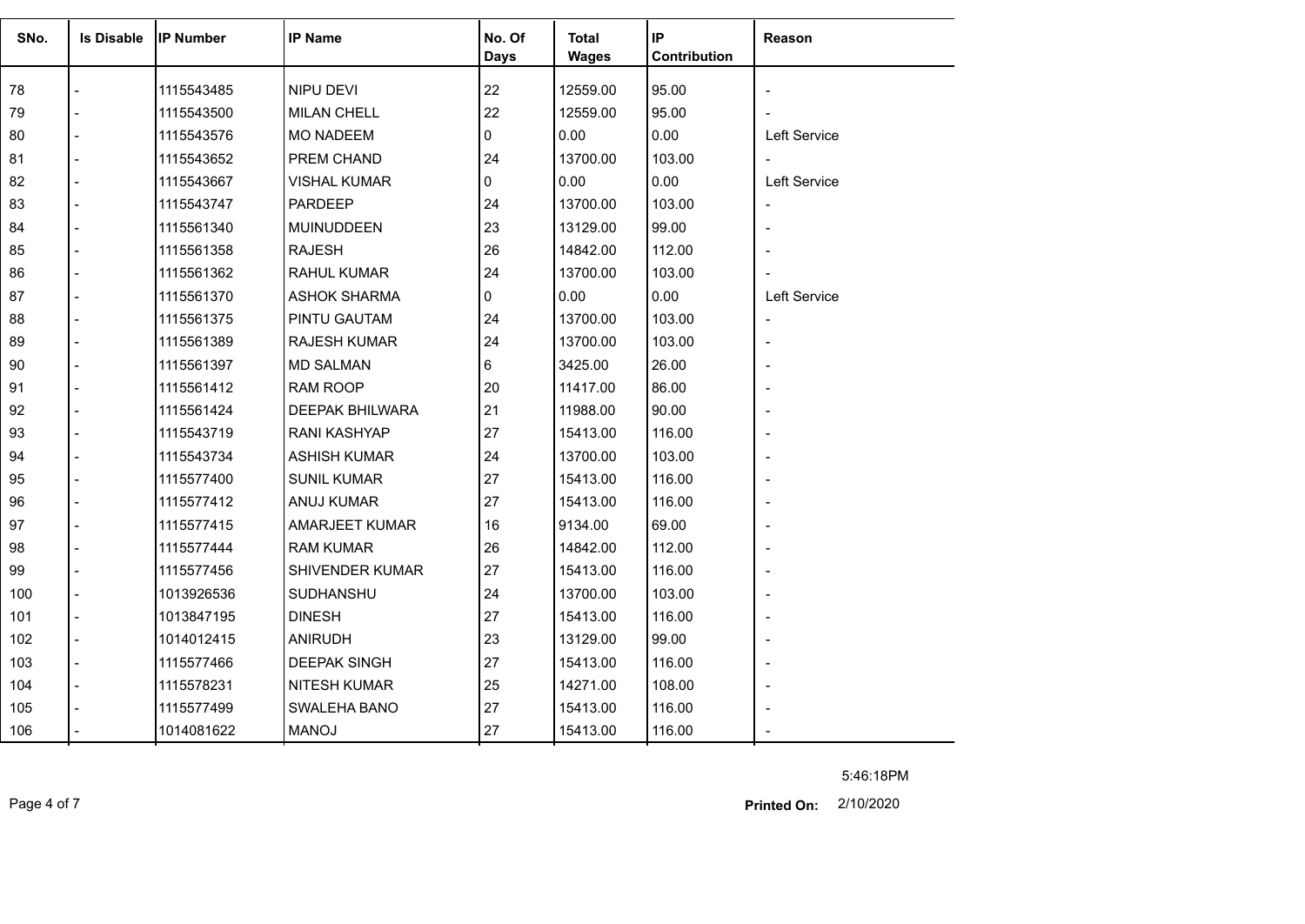| SNo. | Is Disable | IP Number | IP Name | No. Of Days | Total Wages | IP Contribution | Reason |
|---|---|---|---|---|---|---|---|
| 78 | - | 1115543485 | NIPU DEVI | 22 | 12559.00 | 95.00 | - |
| 79 | - | 1115543500 | MILAN CHELL | 22 | 12559.00 | 95.00 | - |
| 80 | - | 1115543576 | MO NADEEM | 0 | 0.00 | 0.00 | Left Service |
| 81 | - | 1115543652 | PREM CHAND | 24 | 13700.00 | 103.00 | - |
| 82 | - | 1115543667 | VISHAL KUMAR | 0 | 0.00 | 0.00 | Left Service |
| 83 | - | 1115543747 | PARDEEP | 24 | 13700.00 | 103.00 | - |
| 84 | - | 1115561340 | MUINUDDEEN | 23 | 13129.00 | 99.00 | - |
| 85 | - | 1115561358 | RAJESH | 26 | 14842.00 | 112.00 | - |
| 86 | - | 1115561362 | RAHUL KUMAR | 24 | 13700.00 | 103.00 | - |
| 87 | - | 1115561370 | ASHOK SHARMA | 0 | 0.00 | 0.00 | Left Service |
| 88 | - | 1115561375 | PINTU GAUTAM | 24 | 13700.00 | 103.00 | - |
| 89 | - | 1115561389 | RAJESH KUMAR | 24 | 13700.00 | 103.00 | - |
| 90 | - | 1115561397 | MD SALMAN | 6 | 3425.00 | 26.00 | - |
| 91 | - | 1115561412 | RAM ROOP | 20 | 11417.00 | 86.00 | - |
| 92 | - | 1115561424 | DEEPAK BHILWARA | 21 | 11988.00 | 90.00 | - |
| 93 | - | 1115543719 | RANI KASHYAP | 27 | 15413.00 | 116.00 | - |
| 94 | - | 1115543734 | ASHISH KUMAR | 24 | 13700.00 | 103.00 | - |
| 95 | - | 1115577400 | SUNIL KUMAR | 27 | 15413.00 | 116.00 | - |
| 96 | - | 1115577412 | ANUJ KUMAR | 27 | 15413.00 | 116.00 | - |
| 97 | - | 1115577415 | AMARJEET KUMAR | 16 | 9134.00 | 69.00 | - |
| 98 | - | 1115577444 | RAM KUMAR | 26 | 14842.00 | 112.00 | - |
| 99 | - | 1115577456 | SHIVENDER KUMAR | 27 | 15413.00 | 116.00 | - |
| 100 | - | 1013926536 | SUDHANSHU | 24 | 13700.00 | 103.00 | - |
| 101 | - | 1013847195 | DINESH | 27 | 15413.00 | 116.00 | - |
| 102 | - | 1014012415 | ANIRUDH | 23 | 13129.00 | 99.00 | - |
| 103 | - | 1115577466 | DEEPAK SINGH | 27 | 15413.00 | 116.00 | - |
| 104 | - | 1115578231 | NITESH KUMAR | 25 | 14271.00 | 108.00 | - |
| 105 | - | 1115577499 | SWALEHA BANO | 27 | 15413.00 | 116.00 | - |
| 106 | - | 1014081622 | MANOJ | 27 | 15413.00 | 116.00 | - |

5:46:18PM

**Printed On:** 2/10/2020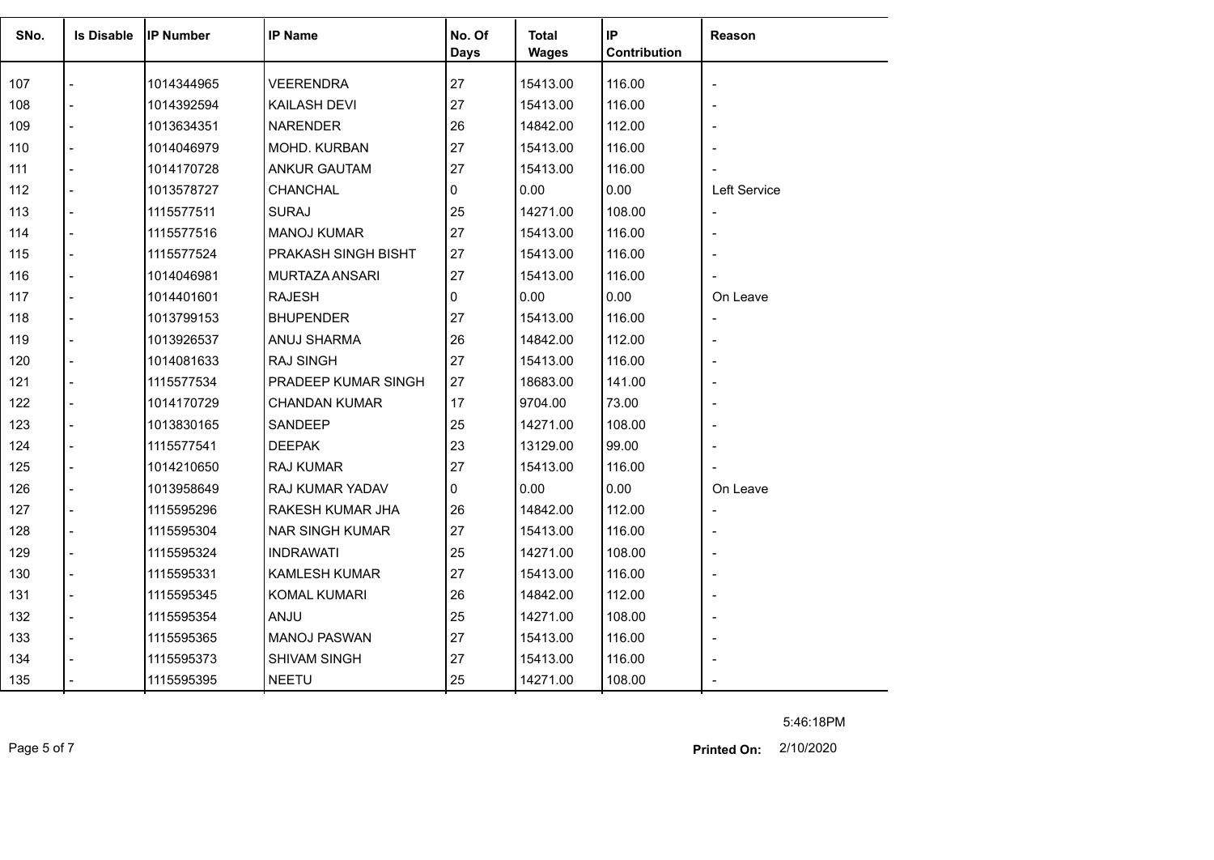| SNo. | Is Disable | IP Number | IP Name | No. Of Days | Total Wages | IP Contribution | Reason |
|---|---|---|---|---|---|---|---|
| 107 | - | 1014344965 | VEERENDRA | 27 | 15413.00 | 116.00 | - |
| 108 | - | 1014392594 | KAILASH DEVI | 27 | 15413.00 | 116.00 | - |
| 109 | - | 1013634351 | NARENDER | 26 | 14842.00 | 112.00 | - |
| 110 | - | 1014046979 | MOHD. KURBAN | 27 | 15413.00 | 116.00 | - |
| 111 | - | 1014170728 | ANKUR GAUTAM | 27 | 15413.00 | 116.00 | - |
| 112 | - | 1013578727 | CHANCHAL | 0 | 0.00 | 0.00 | Left Service |
| 113 | - | 1115577511 | SURAJ | 25 | 14271.00 | 108.00 | - |
| 114 | - | 1115577516 | MANOJ KUMAR | 27 | 15413.00 | 116.00 | - |
| 115 | - | 1115577524 | PRAKASH SINGH BISHT | 27 | 15413.00 | 116.00 | - |
| 116 | - | 1014046981 | MURTAZA ANSARI | 27 | 15413.00 | 116.00 | - |
| 117 | - | 1014401601 | RAJESH | 0 | 0.00 | 0.00 | On Leave |
| 118 | - | 1013799153 | BHUPENDER | 27 | 15413.00 | 116.00 | - |
| 119 | - | 1013926537 | ANUJ SHARMA | 26 | 14842.00 | 112.00 | - |
| 120 | - | 1014081633 | RAJ SINGH | 27 | 15413.00 | 116.00 | - |
| 121 | - | 1115577534 | PRADEEP KUMAR SINGH | 27 | 18683.00 | 141.00 | - |
| 122 | - | 1014170729 | CHANDAN KUMAR | 17 | 9704.00 | 73.00 | - |
| 123 | - | 1013830165 | SANDEEP | 25 | 14271.00 | 108.00 | - |
| 124 | - | 1115577541 | DEEPAK | 23 | 13129.00 | 99.00 | - |
| 125 | - | 1014210650 | RAJ KUMAR | 27 | 15413.00 | 116.00 | - |
| 126 | - | 1013958649 | RAJ KUMAR YADAV | 0 | 0.00 | 0.00 | On Leave |
| 127 | - | 1115595296 | RAKESH KUMAR JHA | 26 | 14842.00 | 112.00 | - |
| 128 | - | 1115595304 | NAR SINGH KUMAR | 27 | 15413.00 | 116.00 | - |
| 129 | - | 1115595324 | INDRAWATI | 25 | 14271.00 | 108.00 | - |
| 130 | - | 1115595331 | KAMLESH KUMAR | 27 | 15413.00 | 116.00 | - |
| 131 | - | 1115595345 | KOMAL KUMARI | 26 | 14842.00 | 112.00 | - |
| 132 | - | 1115595354 | ANJU | 25 | 14271.00 | 108.00 | - |
| 133 | - | 1115595365 | MANOJ PASWAN | 27 | 15413.00 | 116.00 | - |
| 134 | - | 1115595373 | SHIVAM SINGH | 27 | 15413.00 | 116.00 | - |
| 135 | - | 1115595395 | NEETU | 25 | 14271.00 | 108.00 | - |

5:46:18PM

**Printed On:** 2/10/2020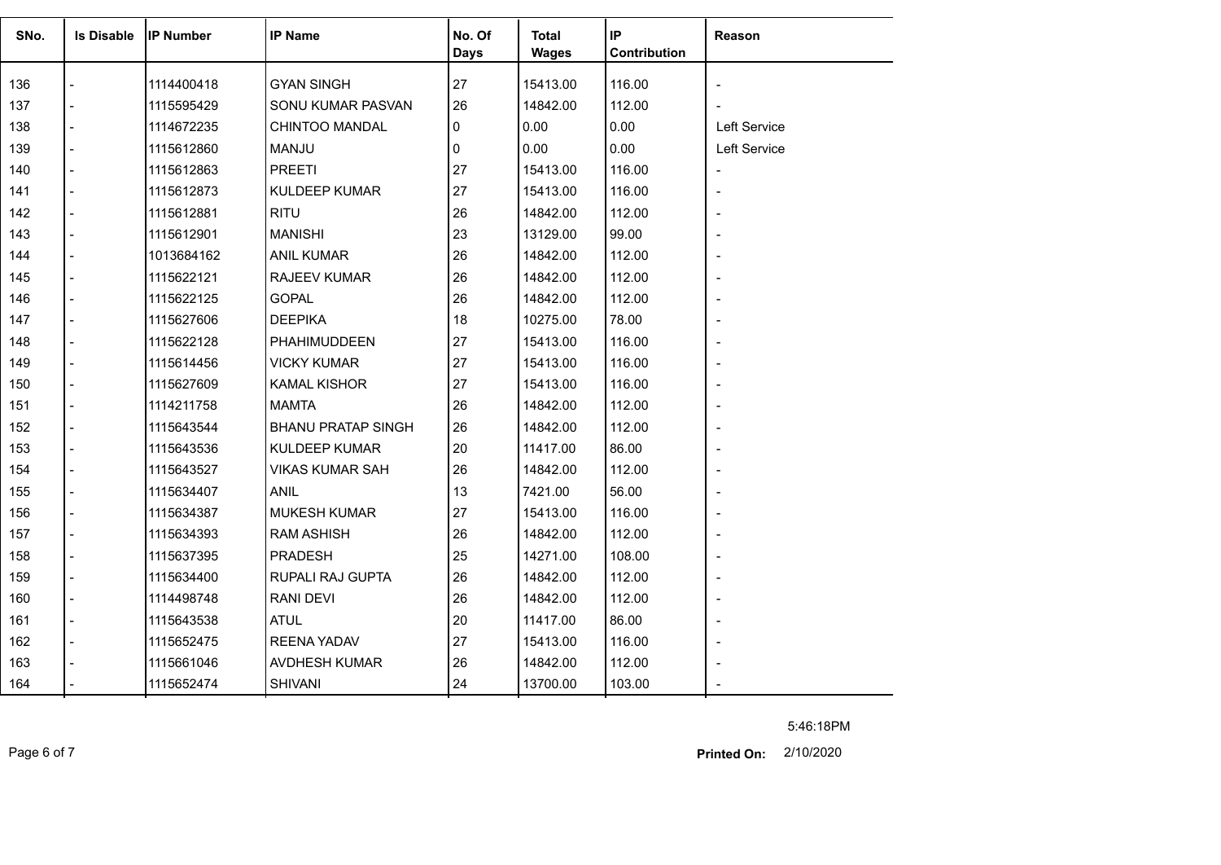| SNo. | Is Disable | IP Number | IP Name | No. Of Days | Total Wages | IP Contribution | Reason |
|---|---|---|---|---|---|---|---|
| 136 | - | 1114400418 | GYAN SINGH | 27 | 15413.00 | 116.00 | - |
| 137 | - | 1115595429 | SONU KUMAR PASVAN | 26 | 14842.00 | 112.00 | - |
| 138 | - | 1114672235 | CHINTOO MANDAL | 0 | 0.00 | 0.00 | Left Service |
| 139 | - | 1115612860 | MANJU | 0 | 0.00 | 0.00 | Left Service |
| 140 | - | 1115612863 | PREETI | 27 | 15413.00 | 116.00 | - |
| 141 | - | 1115612873 | KULDEEP KUMAR | 27 | 15413.00 | 116.00 | - |
| 142 | - | 1115612881 | RITU | 26 | 14842.00 | 112.00 | - |
| 143 | - | 1115612901 | MANISHI | 23 | 13129.00 | 99.00 | - |
| 144 | - | 1013684162 | ANIL KUMAR | 26 | 14842.00 | 112.00 | - |
| 145 | - | 1115622121 | RAJEEV KUMAR | 26 | 14842.00 | 112.00 | - |
| 146 | - | 1115622125 | GOPAL | 26 | 14842.00 | 112.00 | - |
| 147 | - | 1115627606 | DEEPIKA | 18 | 10275.00 | 78.00 | - |
| 148 | - | 1115622128 | PHAHIMUDDEEN | 27 | 15413.00 | 116.00 | - |
| 149 | - | 1115614456 | VICKY KUMAR | 27 | 15413.00 | 116.00 | - |
| 150 | - | 1115627609 | KAMAL KISHOR | 27 | 15413.00 | 116.00 | - |
| 151 | - | 1114211758 | MAMTA | 26 | 14842.00 | 112.00 | - |
| 152 | - | 1115643544 | BHANU PRATAP SINGH | 26 | 14842.00 | 112.00 | - |
| 153 | - | 1115643536 | KULDEEP KUMAR | 20 | 11417.00 | 86.00 | - |
| 154 | - | 1115643527 | VIKAS KUMAR SAH | 26 | 14842.00 | 112.00 | - |
| 155 | - | 1115634407 | ANIL | 13 | 7421.00 | 56.00 | - |
| 156 | - | 1115634387 | MUKESH KUMAR | 27 | 15413.00 | 116.00 | - |
| 157 | - | 1115634393 | RAM ASHISH | 26 | 14842.00 | 112.00 | - |
| 158 | - | 1115637395 | PRADESH | 25 | 14271.00 | 108.00 | - |
| 159 | - | 1115634400 | RUPALI RAJ GUPTA | 26 | 14842.00 | 112.00 | - |
| 160 | - | 1114498748 | RANI DEVI | 26 | 14842.00 | 112.00 | - |
| 161 | - | 1115643538 | ATUL | 20 | 11417.00 | 86.00 | - |
| 162 | - | 1115652475 | REENA YADAV | 27 | 15413.00 | 116.00 | - |
| 163 | - | 1115661046 | AVDHESH KUMAR | 26 | 14842.00 | 112.00 | - |
| 164 | - | 1115652474 | SHIVANI | 24 | 13700.00 | 103.00 | - |

5:46:18PM

**Printed On:** 2/10/2020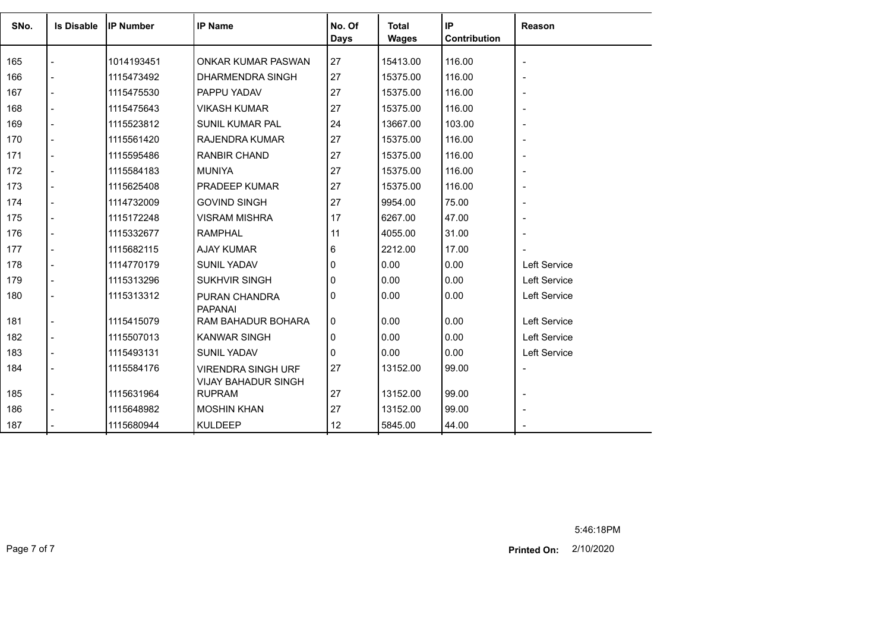| SNo. | Is Disable | IP Number | IP Name | No. Of Days | Total Wages | IP Contribution | Reason |
|---|---|---|---|---|---|---|---|
| 165 | - | 1014193451 | ONKAR KUMAR PASWAN | 27 | 15413.00 | 116.00 | - |
| 166 | - | 1115473492 | DHARMENDRA SINGH | 27 | 15375.00 | 116.00 | - |
| 167 | - | 1115475530 | PAPPU YADAV | 27 | 15375.00 | 116.00 | - |
| 168 | - | 1115475643 | VIKASH KUMAR | 27 | 15375.00 | 116.00 | - |
| 169 | - | 1115523812 | SUNIL KUMAR PAL | 24 | 13667.00 | 103.00 | - |
| 170 | - | 1115561420 | RAJENDRA KUMAR | 27 | 15375.00 | 116.00 | - |
| 171 | - | 1115595486 | RANBIR CHAND | 27 | 15375.00 | 116.00 | - |
| 172 | - | 1115584183 | MUNIYA | 27 | 15375.00 | 116.00 | - |
| 173 | - | 1115625408 | PRADEEP KUMAR | 27 | 15375.00 | 116.00 | - |
| 174 | - | 1114732009 | GOVIND SINGH | 27 | 9954.00 | 75.00 | - |
| 175 | - | 1115172248 | VISRAM MISHRA | 17 | 6267.00 | 47.00 | - |
| 176 | - | 1115332677 | RAMPHAL | 11 | 4055.00 | 31.00 | - |
| 177 | - | 1115682115 | AJAY KUMAR | 6 | 2212.00 | 17.00 | - |
| 178 | - | 1114770179 | SUNIL YADAV | 0 | 0.00 | 0.00 | Left Service |
| 179 | - | 1115313296 | SUKHVIR SINGH | 0 | 0.00 | 0.00 | Left Service |
| 180 | - | 1115313312 | PURAN CHANDRA PAPANAI | 0 | 0.00 | 0.00 | Left Service |
| 181 | - | 1115415079 | RAM BAHADUR BOHARA | 0 | 0.00 | 0.00 | Left Service |
| 182 | - | 1115507013 | KANWAR SINGH | 0 | 0.00 | 0.00 | Left Service |
| 183 | - | 1115493131 | SUNIL YADAV | 0 | 0.00 | 0.00 | Left Service |
| 184 | - | 1115584176 | VIRENDRA SINGH URF VIJAY BAHADUR SINGH | 27 | 13152.00 | 99.00 | - |
| 185 | - | 1115631964 | RUPRAM | 27 | 13152.00 | 99.00 | - |
| 186 | - | 1115648982 | MOSHIN KHAN | 27 | 13152.00 | 99.00 | - |
| 187 | - | 1115680944 | KULDEEP | 12 | 5845.00 | 44.00 | - |

5:46:18PM

**Printed On:** 2/10/2020